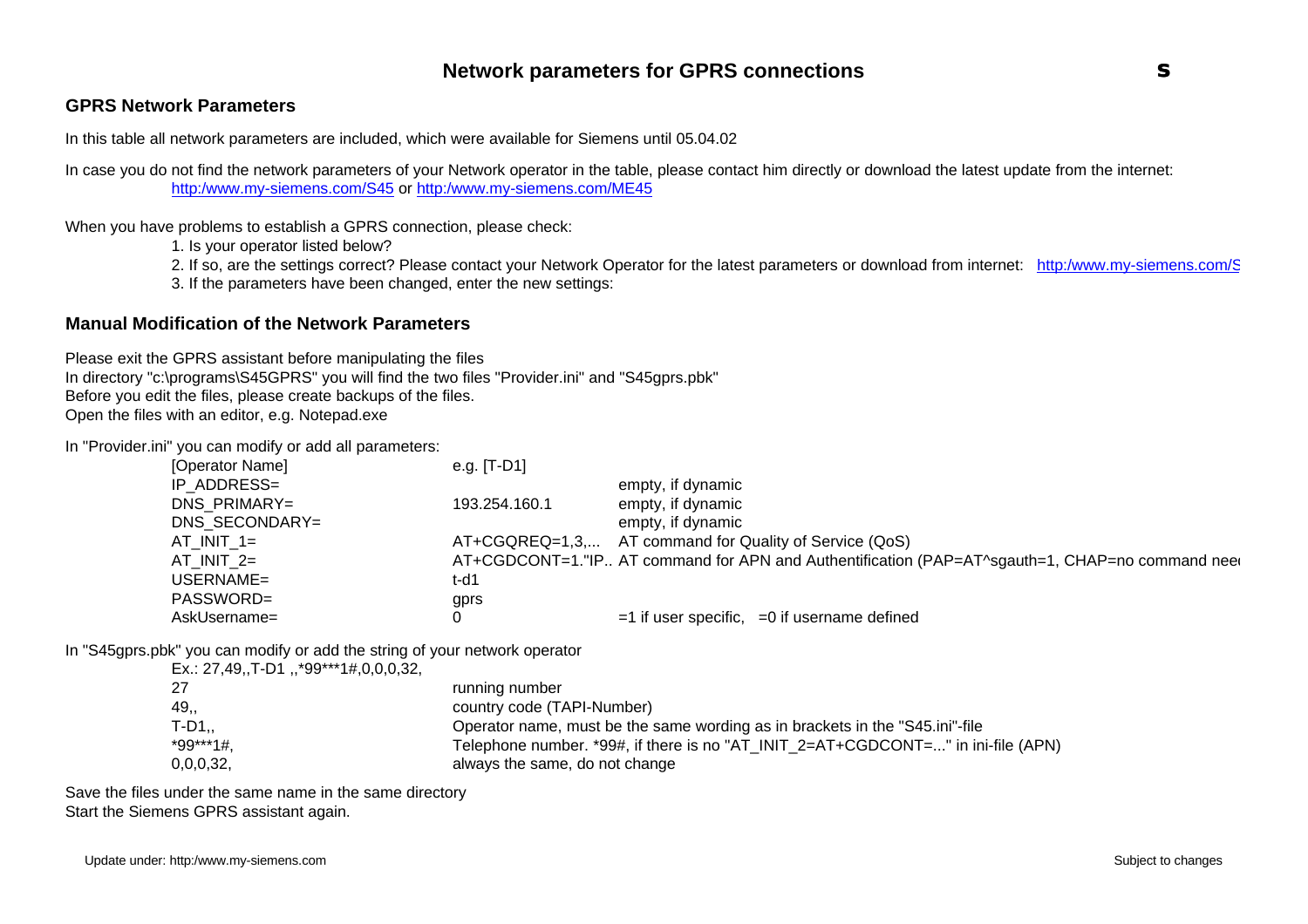# Network parameters for GPRS connections

## GPRS Network Parameters

In this table all network parameters are included, which were available for Siemens until 05.04.02

In case you do not find the network parameters of your Network operator in the table, please contact him directly or download the latest update from the internet:
http:/www.my-siemens.com/S45 or http:/www.my-siemens.com/ME45

When you have problems to establish a GPRS connection, please check:

1. Is your operator listed below?
2. If so, are the settings correct? Please contact your Network Operator for the latest parameters or download from internet: http:/www.my-siemens.com/S
3. If the parameters have been changed, enter the new settings:

## Manual Modification of the Network Parameters

Please exit the GPRS assistant before manipulating the files
In directory "c:\programs\S45GPRS" you will find the two files "Provider.ini" and "S45gprs.pbk"
Before you edit the files, please create backups of the files.
Open the files with an editor, e.g. Notepad.exe

In "Provider.ini" you can modify or add all parameters:

| | | |
|---|---|---|
| [Operator Name] | e.g. [T-D1] | |
| IP_ADDRESS= | | empty, if dynamic |
| DNS_PRIMARY= | 193.254.160.1 | empty, if dynamic |
| DNS_SECONDARY= | | empty, if dynamic |
| AT_INIT_1= | AT+CGQREQ=1,3,... | AT command for Quality of Service (QoS) |
| AT_INIT_2= | AT+CGDCONT=1."IP.. | AT command for APN and Authentification (PAP=AT^sgauth=1, CHAP=no command nee |
| USERNAME= | t-d1 | |
| PASSWORD= | gprs | |
| AskUsername= | 0 | =1 if user specific, =0 if username defined |

In "S45gprs.pbk" you can modify or add the string of your network operator

Ex.: 27,49,,T-D1 ,,*99***1#,0,0,0,32,

| | |
|---|---|
| 27 | running number |
| 49,, | country code (TAPI-Number) |
| T-D1,, | Operator name, must be the same wording as in brackets in the "S45.ini"-file |
| *99***1#, | Telephone number. *99#, if there is no "AT_INIT_2=AT+CGDCONT=..." in ini-file (APN) |
| 0,0,0,32, | always the same, do not change |

Save the files under the same name in the same directory
Start the Siemens GPRS assistant again.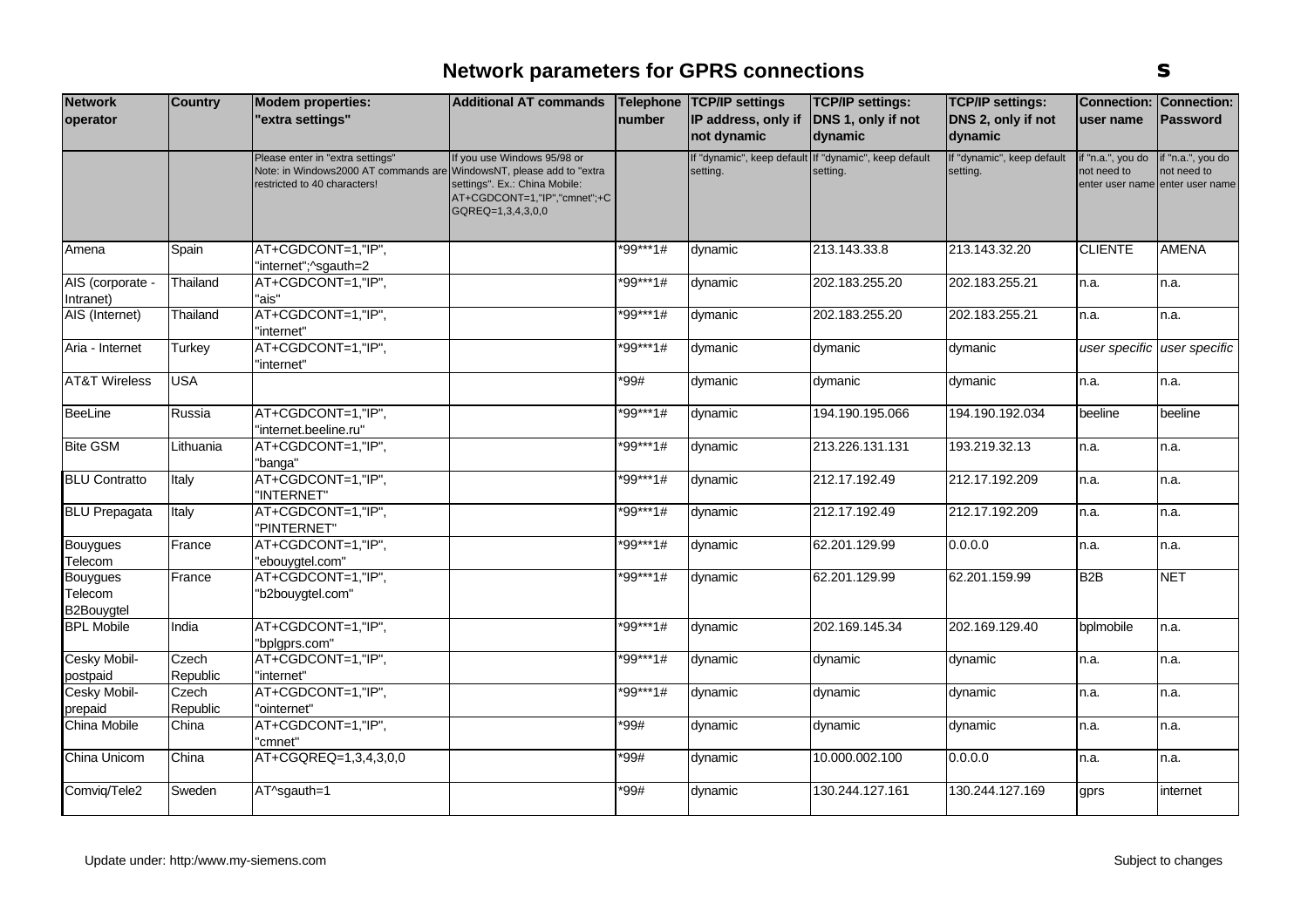# Network parameters for GPRS connections

| Network operator | Country | Modem properties: "extra settings" | Additional AT commands | Telephone number | TCP/IP settings IP address, only if not dynamic | TCP/IP settings: DNS 1, only if not dynamic | TCP/IP settings: DNS 2, only if not dynamic | Connection: user name | Connection: Password |
|---|---|---|---|---|---|---|---|---|---|
| | | Please enter in "extra settings" Note: in Windows2000 AT commands are restricted to 40 characters! | If you use Windows 95/98 or WindowsNT, please add to "extra settings". Ex.: China Mobile: AT+CGDCONT=1,"IP","cmnet";+CGQREQ=1,3,4,3,0,0 | | If "dynamic", keep default setting. | If "dynamic", keep default setting. | If "dynamic", keep default setting. | if "n.a.", you do not need to enter user name | if "n.a.", you do not need to enter user name |
| Amena | Spain | AT+CGDCONT=1,"IP", "internet";^sgauth=2 | | *99***1# | dynamic | 213.143.33.8 | 213.143.32.20 | CLIENTE | AMENA |
| AIS (corporate - Intranet) | Thailand | AT+CGDCONT=1,"IP", "ais" | | *99***1# | dymanic | 202.183.255.20 | 202.183.255.21 | n.a. | n.a. |
| AIS (Internet) | Thailand | AT+CGDCONT=1,"IP", "internet" | | *99***1# | dymanic | 202.183.255.20 | 202.183.255.21 | n.a. | n.a. |
| Aria - Internet | Turkey | AT+CGDCONT=1,"IP", "internet" | | *99***1# | dymanic | dymanic | dymanic | *user specific* | *user specific* |
| AT&T Wireless | USA | | | *99# | dymanic | dymanic | dymanic | n.a. | n.a. |
| BeeLine | Russia | AT+CGDCONT=1,"IP", "internet.beeline.ru" | | *99***1# | dynamic | 194.190.195.066 | 194.190.192.034 | beeline | beeline |
| Bite GSM | Lithuania | AT+CGDCONT=1,"IP", "banga" | | *99***1# | dynamic | 213.226.131.131 | 193.219.32.13 | n.a. | n.a. |
| BLU Contratto | Italy | AT+CGDCONT=1,"IP", "INTERNET" | | *99***1# | dynamic | 212.17.192.49 | 212.17.192.209 | n.a. | n.a. |
| BLU Prepagata | Italy | AT+CGDCONT=1,"IP", "PINTERNET" | | *99***1# | dynamic | 212.17.192.49 | 212.17.192.209 | n.a. | n.a. |
| Bouygues Telecom | France | AT+CGDCONT=1,"IP", "ebouygtel.com" | | *99***1# | dynamic | 62.201.129.99 | 0.0.0.0 | n.a. | n.a. |
| Bouygues Telecom B2Bouygtel | France | AT+CGDCONT=1,"IP", "b2bouygtel.com" | | *99***1# | dynamic | 62.201.129.99 | 62.201.159.99 | B2B | NET |
| BPL Mobile | India | AT+CGDCONT=1,"IP", "bplgprs.com" | | *99***1# | dynamic | 202.169.145.34 | 202.169.129.40 | bplmobile | n.a. |
| Cesky Mobil-postpaid | Czech Republic | AT+CGDCONT=1,"IP", "internet" | | *99***1# | dynamic | dynamic | dynamic | n.a. | n.a. |
| Cesky Mobil-prepaid | Czech Republic | AT+CGDCONT=1,"IP", "ointernet" | | *99***1# | dynamic | dynamic | dynamic | n.a. | n.a. |
| China Mobile | China | AT+CGDCONT=1,"IP", "cmnet" | | *99# | dynamic | dynamic | dynamic | n.a. | n.a. |
| China Unicom | China | AT+CGQREQ=1,3,4,3,0,0 | | *99# | dynamic | 10.000.002.100 | 0.0.0.0 | n.a. | n.a. |
| Comviq/Tele2 | Sweden | AT^sgauth=1 | | *99# | dynamic | 130.244.127.161 | 130.244.127.169 | gprs | internet |

Update under: http:/www.my-siemens.com

Subject to changes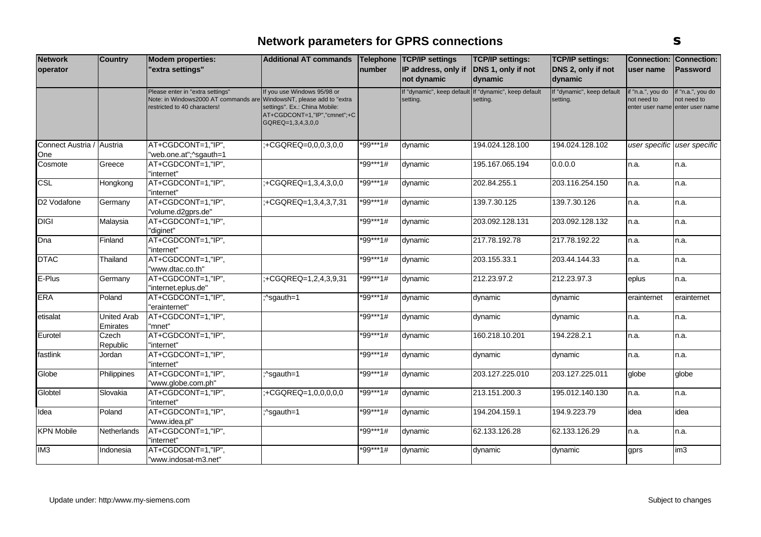# Network parameters for GPRS connections

| Network operator | Country | Modem properties: "extra settings" | Additional AT commands | Telephone number | TCP/IP settings IP address, only if not dynamic | TCP/IP settings: DNS 1, only if not dynamic | TCP/IP settings: DNS 2, only if not dynamic | Connection: user name | Connection: Password |
|---|---|---|---|---|---|---|---|---|---|
| | | Please enter in "extra settings" Note: in Windows2000 AT commands are restricted to 40 characters! | If you use Windows 95/98 or WindowsNT, please add to "extra settings". Ex.: China Mobile: AT+CGDCONT=1,"IP","cmnet";+CGQREQ=1,3,4,3,0,0 | | If "dynamic", keep default setting. | If "dynamic", keep default setting. | If "dynamic", keep default setting. | if "n.a.", you do not need to enter user name | if "n.a.", you do not need to enter user name |
| Connect Austria / One | Austria | AT+CGDCONT=1,"IP", "web.one.at";^sgauth=1 | ;+CGQREQ=0,0,0,3,0,0 | *99***1# | dynamic | 194.024.128.100 | 194.024.128.102 | *user specific* | *user specific* |
| Cosmote | Greece | AT+CGDCONT=1,"IP", "internet" | | *99***1# | dynamic | 195.167.065.194 | 0.0.0.0 | n.a. | n.a. |
| CSL | Hongkong | AT+CGDCONT=1,"IP", "internet" | ;+CGQREQ=1,3,4,3,0,0 | *99***1# | dynamic | 202.84.255.1 | 203.116.254.150 | n.a. | n.a. |
| D2 Vodafone | Germany | AT+CGDCONT=1,"IP", "volume.d2gprs.de" | ;+CGQREQ=1,3,4,3,7,31 | *99***1# | dynamic | 139.7.30.125 | 139.7.30.126 | n.a. | n.a. |
| DIGI | Malaysia | AT+CGDCONT=1,"IP", "diginet" | | *99***1# | dynamic | 203.092.128.131 | 203.092.128.132 | n.a. | n.a. |
| Dna | Finland | AT+CGDCONT=1,"IP", "internet" | | *99***1# | dynamic | 217.78.192.78 | 217.78.192.22 | n.a. | n.a. |
| DTAC | Thailand | AT+CGDCONT=1,"IP", "www.dtac.co.th" | | *99***1# | dynamic | 203.155.33.1 | 203.44.144.33 | n.a. | n.a. |
| E-Plus | Germany | AT+CGDCONT=1,"IP", "internet.eplus.de" | ;+CGQREQ=1,2,4,3,9,31 | *99***1# | dynamic | 212.23.97.2 | 212.23.97.3 | eplus | n.a. |
| ERA | Poland | AT+CGDCONT=1,"IP", "erainternet" | ;^sgauth=1 | *99***1# | dynamic | dynamic | dynamic | erainternet | erainternet |
| etisalat | United Arab Emirates | AT+CGDCONT=1,"IP", "mnet" | | *99***1# | dynamic | dynamic | dynamic | n.a. | n.a. |
| Eurotel | Czech Republic | AT+CGDCONT=1,"IP", "internet" | | *99***1# | dynamic | 160.218.10.201 | 194.228.2.1 | n.a. | n.a. |
| fastlink | Jordan | AT+CGDCONT=1,"IP", "internet" | | *99***1# | dynamic | dynamic | dynamic | n.a. | n.a. |
| Globe | Philippines | AT+CGDCONT=1,"IP", "www.globe.com.ph" | ;^sgauth=1 | *99***1# | dynamic | 203.127.225.010 | 203.127.225.011 | globe | globe |
| Globtel | Slovakia | AT+CGDCONT=1,"IP", "internet" | ;+CGQREQ=1,0,0,0,0,0 | *99***1# | dynamic | 213.151.200.3 | 195.012.140.130 | n.a. | n.a. |
| Idea | Poland | AT+CGDCONT=1,"IP", "www.idea.pl" | ;^sgauth=1 | *99***1# | dynamic | 194.204.159.1 | 194.9.223.79 | idea | idea |
| KPN Mobile | Netherlands | AT+CGDCONT=1,"IP", "internet" | | *99***1# | dynamic | 62.133.126.28 | 62.133.126.29 | n.a. | n.a. |
| IM3 | Indonesia | AT+CGDCONT=1,"IP", "www.indosat-m3.net" | | *99***1# | dynamic | dynamic | dynamic | gprs | im3 |

Update under: http:/www.my-siemens.com

Subject to changes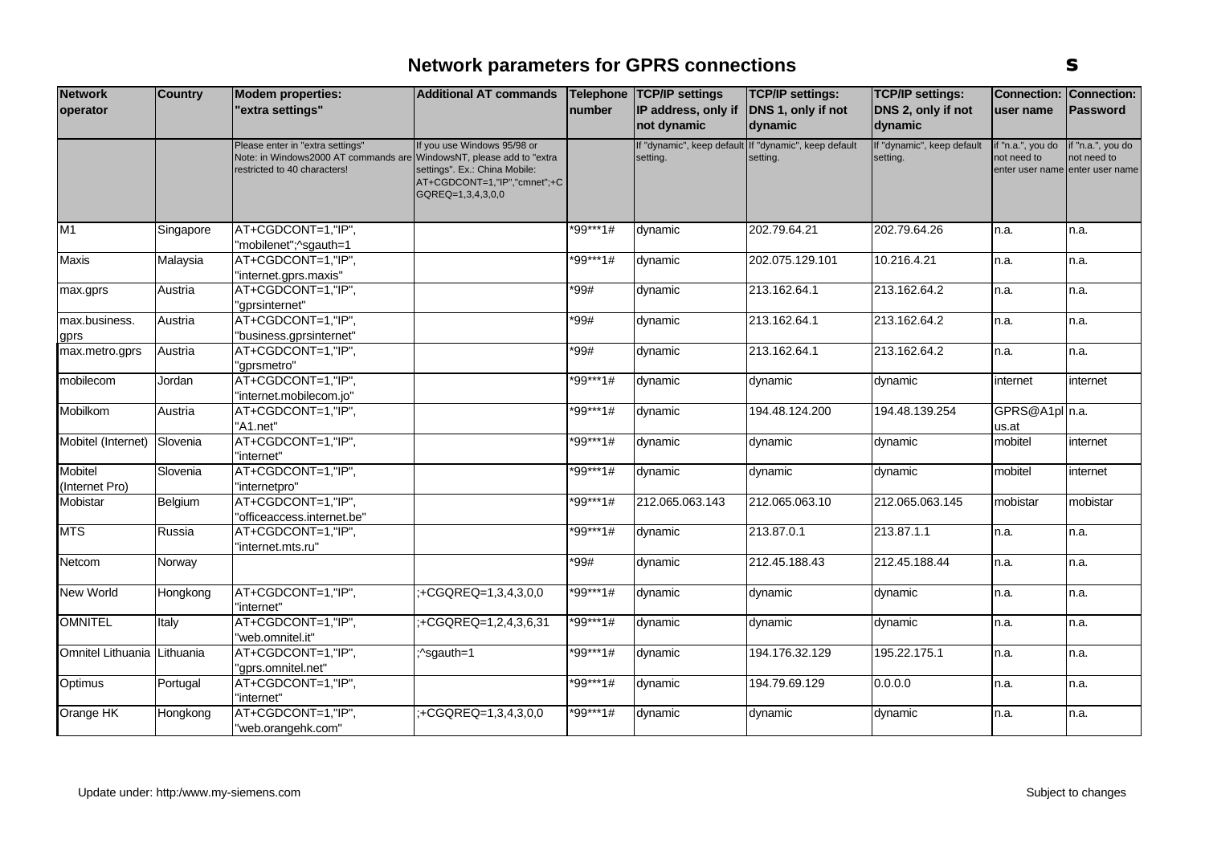## Network parameters for GPRS connections

| Network operator | Country | Modem properties: "extra settings" | Additional AT commands | Telephone number | TCP/IP settings IP address, only if not dynamic | TCP/IP settings: DNS 1, only if not dynamic | TCP/IP settings: DNS 2, only if not dynamic | Connection: user name | Connection: Password |
|---|---|---|---|---|---|---|---|---|---|
| | | Please enter in "extra settings" Note: in Windows2000 AT commands are restricted to 40 characters! | If you use Windows 95/98 or WindowsNT, please add to "extra settings". Ex.: China Mobile: AT+CGDCONT=1,"IP","cmnet";+CGQREQ=1,3,4,3,0,0 | | If "dynamic", keep default setting. | If "dynamic", keep default setting. | If "dynamic", keep default setting. | if "n.a.", you do not need to enter user name | if "n.a.", you do not need to enter user name |
| M1 | Singapore | AT+CGDCONT=1,"IP", "mobilenet";^sgauth=1 | | *99***1# | dynamic | 202.79.64.21 | 202.79.64.26 | n.a. | n.a. |
| Maxis | Malaysia | AT+CGDCONT=1,"IP", "internet.gprs.maxis" | | *99***1# | dynamic | 202.075.129.101 | 10.216.4.21 | n.a. | n.a. |
| max.gprs | Austria | AT+CGDCONT=1,"IP", "gprsinternet" | | *99# | dynamic | 213.162.64.1 | 213.162.64.2 | n.a. | n.a. |
| max.business. gprs | Austria | AT+CGDCONT=1,"IP", "business.gprsinternet" | | *99# | dynamic | 213.162.64.1 | 213.162.64.2 | n.a. | n.a. |
| max.metro.gprs | Austria | AT+CGDCONT=1,"IP", "gprsmetro" | | *99# | dynamic | 213.162.64.1 | 213.162.64.2 | n.a. | n.a. |
| mobilecom | Jordan | AT+CGDCONT=1,"IP", "internet.mobilecom.jo" | | *99***1# | dynamic | dynamic | dynamic | internet | internet |
| Mobilkom | Austria | AT+CGDCONT=1,"IP", "A1.net" | | *99***1# | dynamic | 194.48.124.200 | 194.48.139.254 | GPRS@A1plus.at | n.a. |
| Mobitel (Internet) | Slovenia | AT+CGDCONT=1,"IP", "internet" | | *99***1# | dynamic | dynamic | dynamic | mobitel | internet |
| Mobitel (Internet Pro) | Slovenia | AT+CGDCONT=1,"IP", "internetpro" | | *99***1# | dynamic | dynamic | dynamic | mobitel | internet |
| Mobistar | Belgium | AT+CGDCONT=1,"IP", "officeaccess.internet.be" | | *99***1# | 212.065.063.143 | 212.065.063.10 | 212.065.063.145 | mobistar | mobistar |
| MTS | Russia | AT+CGDCONT=1,"IP", "internet.mts.ru" | | *99***1# | dynamic | 213.87.0.1 | 213.87.1.1 | n.a. | n.a. |
| Netcom | Norway | | | *99# | dynamic | 212.45.188.43 | 212.45.188.44 | n.a. | n.a. |
| New World | Hongkong | AT+CGDCONT=1,"IP", "internet" | ;+CGQREQ=1,3,4,3,0,0 | *99***1# | dynamic | dynamic | dynamic | n.a. | n.a. |
| OMNITEL | Italy | AT+CGDCONT=1,"IP", "web.omnitel.it" | ;+CGQREQ=1,2,4,3,6,31 | *99***1# | dynamic | dynamic | dynamic | n.a. | n.a. |
| Omnitel Lithuania | Lithuania | AT+CGDCONT=1,"IP", "gprs.omnitel.net" | ;^sgauth=1 | *99***1# | dynamic | 194.176.32.129 | 195.22.175.1 | n.a. | n.a. |
| Optimus | Portugal | AT+CGDCONT=1,"IP", "internet" | | *99***1# | dynamic | 194.79.69.129 | 0.0.0.0 | n.a. | n.a. |
| Orange HK | Hongkong | AT+CGDCONT=1,"IP", "web.orangehk.com" | ;+CGQREQ=1,3,4,3,0,0 | *99***1# | dynamic | dynamic | dynamic | n.a. | n.a. |

Update under: http:/www.my-siemens.com

Subject to changes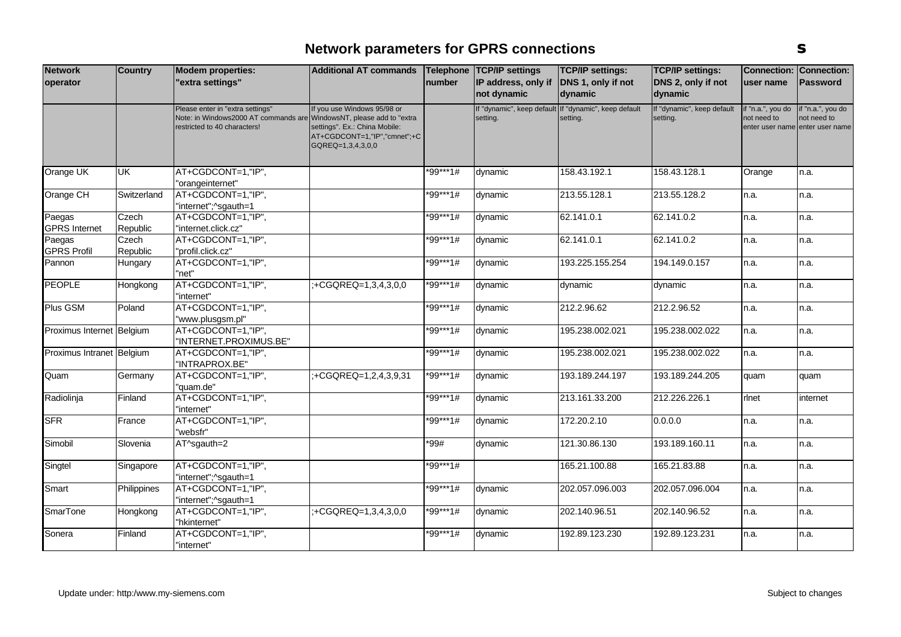# Network parameters for GPRS connections

| Network operator | Country | Modem properties: "extra settings" | Additional AT commands | Telephone number | TCP/IP settings IP address, only if not dynamic | TCP/IP settings: DNS 1, only if not dynamic | TCP/IP settings: DNS 2, only if not dynamic | Connection: user name | Connection: Password |
|---|---|---|---|---|---|---|---|---|---|
| | | Please enter in "extra settings" Note: in Windows2000 AT commands are restricted to 40 characters! | If you use Windows 95/98 or WindowsNT, please add to "extra settings". Ex.: China Mobile: AT+CGDCONT=1,"IP","cmnet";+CGQREQ=1,3,4,3,0,0 | | If "dynamic", keep default setting. | If "dynamic", keep default setting. | If "dynamic", keep default setting. | if "n.a.", you do not need to enter user name | if "n.a.", you do not need to enter user name |
| Orange UK | UK | AT+CGDCONT=1,"IP", "orangeinternet" | | *99***1# | dynamic | 158.43.192.1 | 158.43.128.1 | Orange | n.a. |
| Orange CH | Switzerland | AT+CGDCONT=1,"IP", "internet";^sgauth=1 | | *99***1# | dynamic | 213.55.128.1 | 213.55.128.2 | n.a. | n.a. |
| Paegas GPRS Internet | Czech Republic | AT+CGDCONT=1,"IP", "internet.click.cz" | | *99***1# | dynamic | 62.141.0.1 | 62.141.0.2 | n.a. | n.a. |
| Paegas GPRS Profil | Czech Republic | AT+CGDCONT=1,"IP", "profil.click.cz" | | *99***1# | dynamic | 62.141.0.1 | 62.141.0.2 | n.a. | n.a. |
| Pannon | Hungary | AT+CGDCONT=1,"IP", "net" | | *99***1# | dynamic | 193.225.155.254 | 194.149.0.157 | n.a. | n.a. |
| PEOPLE | Hongkong | AT+CGDCONT=1,"IP", "internet" | ;+CGQREQ=1,3,4,3,0,0 | *99***1# | dynamic | dynamic | dynamic | n.a. | n.a. |
| Plus GSM | Poland | AT+CGDCONT=1,"IP", "www.plusgsm.pl" | | *99***1# | dynamic | 212.2.96.62 | 212.2.96.52 | n.a. | n.a. |
| Proximus Internet | Belgium | AT+CGDCONT=1,"IP", "INTERNET.PROXIMUS.BE" | | *99***1# | dynamic | 195.238.002.021 | 195.238.002.022 | n.a. | n.a. |
| Proximus Intranet | Belgium | AT+CGDCONT=1,"IP", "INTRAPROX.BE" | | *99***1# | dynamic | 195.238.002.021 | 195.238.002.022 | n.a. | n.a. |
| Quam | Germany | AT+CGDCONT=1,"IP", "quam.de" | ;+CGQREQ=1,2,4,3,9,31 | *99***1# | dynamic | 193.189.244.197 | 193.189.244.205 | quam | quam |
| Radiolinja | Finland | AT+CGDCONT=1,"IP", "internet" | | *99***1# | dynamic | 213.161.33.200 | 212.226.226.1 | rlnet | internet |
| SFR | France | AT+CGDCONT=1,"IP", "websfr" | | *99***1# | dynamic | 172.20.2.10 | 0.0.0.0 | n.a. | n.a. |
| Simobil | Slovenia | AT^sgauth=2 | | *99# | dynamic | 121.30.86.130 | 193.189.160.11 | n.a. | n.a. |
| Singtel | Singapore | AT+CGDCONT=1,"IP", "internet";^sgauth=1 | | *99***1# | | 165.21.100.88 | 165.21.83.88 | n.a. | n.a. |
| Smart | Philippines | AT+CGDCONT=1,"IP", "internet";^sgauth=1 | | *99***1# | dynamic | 202.057.096.003 | 202.057.096.004 | n.a. | n.a. |
| SmarTone | Hongkong | AT+CGDCONT=1,"IP", "hkinternet" | ;+CGQREQ=1,3,4,3,0,0 | *99***1# | dynamic | 202.140.96.51 | 202.140.96.52 | n.a. | n.a. |
| Sonera | Finland | AT+CGDCONT=1,"IP", "internet" | | *99***1# | dynamic | 192.89.123.230 | 192.89.123.231 | n.a. | n.a. |

Update under: http:/www.my-siemens.com

Subject to changes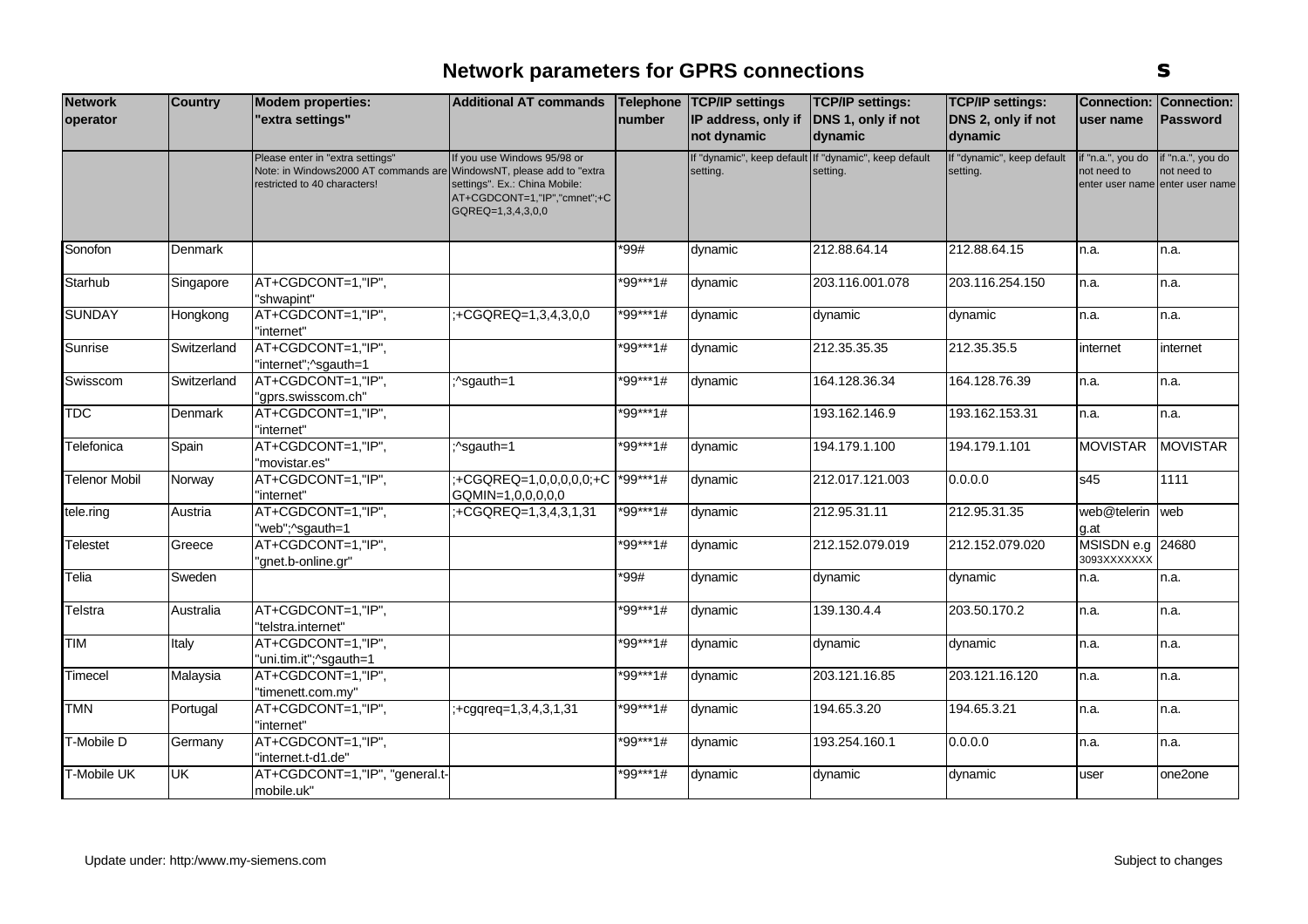# Network parameters for GPRS connections

| Network operator | Country | Modem properties: "extra settings" | Additional AT commands | Telephone number | TCP/IP settings IP address, only if not dynamic | TCP/IP settings: DNS 1, only if not dynamic | TCP/IP settings: DNS 2, only if not dynamic | Connection: user name | Connection: Password |
|---|---|---|---|---|---|---|---|---|---|
| | | Please enter in "extra settings" Note: in Windows2000 AT commands are restricted to 40 characters! | If you use Windows 95/98 or WindowsNT, please add to "extra settings". Ex.: China Mobile: AT+CGDCONT=1,"IP","cmnet";+CGQREQ=1,3,4,3,0,0 | | If "dynamic", keep default setting. | If "dynamic", keep default setting. | If "dynamic", keep default setting. | if "n.a.", you do not need to enter user name | if "n.a.", you do not need to enter user name |
| Sonofon | Denmark | | | *99# | dynamic | 212.88.64.14 | 212.88.64.15 | n.a. | n.a. |
| Starhub | Singapore | AT+CGDCONT=1,"IP", "shwapint" | | *99***1# | dynamic | 203.116.001.078 | 203.116.254.150 | n.a. | n.a. |
| SUNDAY | Hongkong | AT+CGDCONT=1,"IP", "internet" | ;+CGQREQ=1,3,4,3,0,0 | *99***1# | dynamic | dynamic | dynamic | n.a. | n.a. |
| Sunrise | Switzerland | AT+CGDCONT=1,"IP", "internet";^sgauth=1 | | *99***1# | dynamic | 212.35.35.35 | 212.35.35.5 | internet | internet |
| Swisscom | Switzerland | AT+CGDCONT=1,"IP", "gprs.swisscom.ch" | ;^sgauth=1 | *99***1# | dynamic | 164.128.36.34 | 164.128.76.39 | n.a. | n.a. |
| TDC | Denmark | AT+CGDCONT=1,"IP", "internet" | | *99***1# | | 193.162.146.9 | 193.162.153.31 | n.a. | n.a. |
| Telefonica | Spain | AT+CGDCONT=1,"IP", "movistar.es" | ;^sgauth=1 | *99***1# | dynamic | 194.179.1.100 | 194.179.1.101 | MOVISTAR | MOVISTAR |
| Telenor Mobil | Norway | AT+CGDCONT=1,"IP", "internet" | ;+CGQREQ=1,0,0,0,0,0;+CGQMIN=1,0,0,0,0,0 | *99***1# | dynamic | 212.017.121.003 | 0.0.0.0 | s45 | 1111 |
| tele.ring | Austria | AT+CGDCONT=1,"IP", "web";^sgauth=1 | ;+CGQREQ=1,3,4,3,1,31 | *99***1# | dynamic | 212.95.31.11 | 212.95.31.35 | web@telering.at | web |
| Telestet | Greece | AT+CGDCONT=1,"IP", "gnet.b-online.gr" | | *99***1# | dynamic | 212.152.079.019 | 212.152.079.020 | MSISDN e.g 3093XXXXXXX | 24680 |
| Telia | Sweden | | | *99# | dynamic | dynamic | dynamic | n.a. | n.a. |
| Telstra | Australia | AT+CGDCONT=1,"IP", "telstra.internet" | | *99***1# | dynamic | 139.130.4.4 | 203.50.170.2 | n.a. | n.a. |
| TIM | Italy | AT+CGDCONT=1,"IP", "uni.tim.it";^sgauth=1 | | *99***1# | dynamic | dynamic | dynamic | n.a. | n.a. |
| Timecel | Malaysia | AT+CGDCONT=1,"IP", "timenett.com.my" | | *99***1# | dynamic | 203.121.16.85 | 203.121.16.120 | n.a. | n.a. |
| TMN | Portugal | AT+CGDCONT=1,"IP", "internet" | ;+cgqreq=1,3,4,3,1,31 | *99***1# | dynamic | 194.65.3.20 | 194.65.3.21 | n.a. | n.a. |
| T-Mobile D | Germany | AT+CGDCONT=1,"IP", "internet.t-d1.de" | | *99***1# | dynamic | 193.254.160.1 | 0.0.0.0 | n.a. | n.a. |
| T-Mobile UK | UK | AT+CGDCONT=1,"IP", "general.t-mobile.uk" | | *99***1# | dynamic | dynamic | dynamic | user | one2one |

Update under: http:/www.my-siemens.com

Subject to changes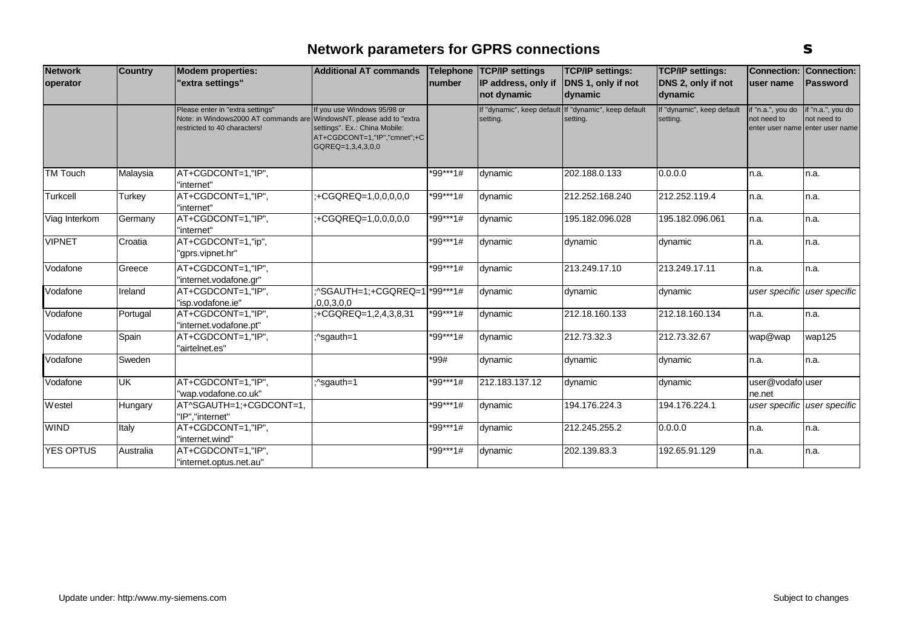# Network parameters for GPRS connections

| Network operator | Country | Modem properties: "extra settings" | Additional AT commands | Telephone number | TCP/IP settings IP address, only if not dynamic | TCP/IP settings: DNS 1, only if not dynamic | TCP/IP settings: DNS 2, only if not dynamic | Connection: user name | Connection: Password |
|---|---|---|---|---|---|---|---|---|---|
| | | Please enter in "extra settings" Note: in Windows2000 AT commands are restricted to 40 characters! | If you use Windows 95/98 or WindowsNT, please add to "extra settings". Ex.: China Mobile: AT+CGDCONT=1,"IP","cmnet";+CGQREQ=1,3,4,3,0,0 | | If "dynamic", keep default setting. | If "dynamic", keep default setting. | If "dynamic", keep default setting. | if "n.a.", you do not need to enter user name | if "n.a.", you do not need to enter user name |
| TM Touch | Malaysia | AT+CGDCONT=1,"IP", "internet" | | *99***1# | dynamic | 202.188.0.133 | 0.0.0.0 | n.a. | n.a. |
| Turkcell | Turkey | AT+CGDCONT=1,"IP", "internet" | ;+CGQREQ=1,0,0,0,0,0 | *99***1# | dynamic | 212.252.168.240 | 212.252.119.4 | n.a. | n.a. |
| Viag Interkom | Germany | AT+CGDCONT=1,"IP", "internet" | ;+CGQREQ=1,0,0,0,0,0 | *99***1# | dynamic | 195.182.096.028 | 195.182.096.061 | n.a. | n.a. |
| VIPNET | Croatia | AT+CGDCONT=1,"ip", "gprs.vipnet.hr" | | *99***1# | dynamic | dynamic | dynamic | n.a. | n.a. |
| Vodafone | Greece | AT+CGDCONT=1,"IP", "internet.vodafone.gr" | | *99***1# | dynamic | 213.249.17.10 | 213.249.17.11 | n.a. | n.a. |
| Vodafone | Ireland | AT+CGDCONT=1,"IP", "isp.vodafone.ie" | ;^SGAUTH=1;+CGQREQ=1,0,0,3,0,0 | *99***1# | dynamic | dynamic | dynamic | *user specific* | *user specific* |
| Vodafone | Portugal | AT+CGDCONT=1,"IP", "internet.vodafone.pt" | ;+CGQREQ=1,2,4,3,8,31 | *99***1# | dynamic | 212.18.160.133 | 212.18.160.134 | n.a. | n.a. |
| Vodafone | Spain | AT+CGDCONT=1,"IP", "airtelnet.es" | ;^sgauth=1 | *99***1# | dynamic | 212.73.32.3 | 212.73.32.67 | wap@wap | wap125 |
| Vodafone | Sweden | | | *99# | dynamic | dynamic | dynamic | n.a. | n.a. |
| Vodafone | UK | AT+CGDCONT=1,"IP", "wap.vodafone.co.uk" | ;^sgauth=1 | *99***1# | 212.183.137.12 | dynamic | dynamic | user@vodafone.net | user |
| Westel | Hungary | AT^SGAUTH=1;+CGDCONT=1, "IP","internet" | | *99***1# | dynamic | 194.176.224.3 | 194.176.224.1 | *user specific* | *user specific* |
| WIND | Italy | AT+CGDCONT=1,"IP", "internet.wind" | | *99***1# | dynamic | 212.245.255.2 | 0.0.0.0 | n.a. | n.a. |
| YES OPTUS | Australia | AT+CGDCONT=1,"IP", "internet.optus.net.au" | | *99***1# | dynamic | 202.139.83.3 | 192.65.91.129 | n.a. | n.a. |

Update under: http:/www.my-siemens.com

Subject to changes